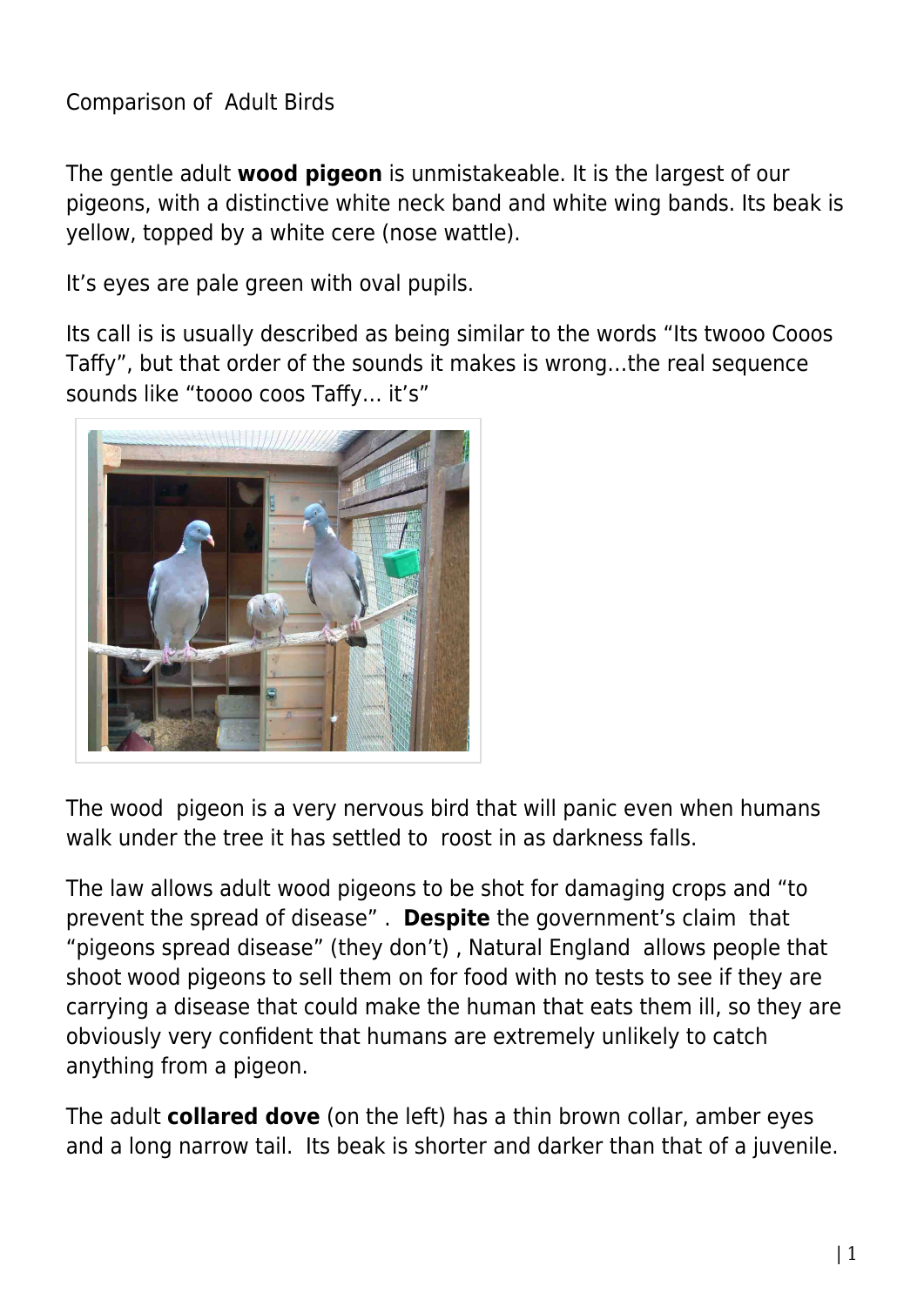Comparison of  Adult Birds

The gentle adult **wood pigeon** is unmistakeable. It is the largest of our pigeons, with a distinctive white neck band and white wing bands. Its beak is yellow, topped by a white cere (nose wattle).

It's eyes are pale green with oval pupils.

Its call is is usually described as being similar to the words "Its twooo Cooos Taffy", but that order of the sounds it makes is wrong…the real sequence sounds like "toooo coos Taffy… it's"

The wood  pigeon is a very nervous bird that will panic even when humans walk under the tree it has settled to  roost in as darkness falls.

The law allows adult wood pigeons to be shot for damaging crops and "to prevent the spread of disease" .  **Despite** the government's claim  that "pigeons spread disease" (they don't) , Natural England  allows people that shoot wood pigeons to sell them on for food with no tests to see if they are carrying a disease that could make the human that eats them ill, so they are obviously very confident that humans are extremely unlikely to catch anything from a pigeon.

The adult **collared dove** (on the left) has a thin brown collar, amber eyes and a long narrow tail.  Its beak is shorter and darker than that of a juvenile.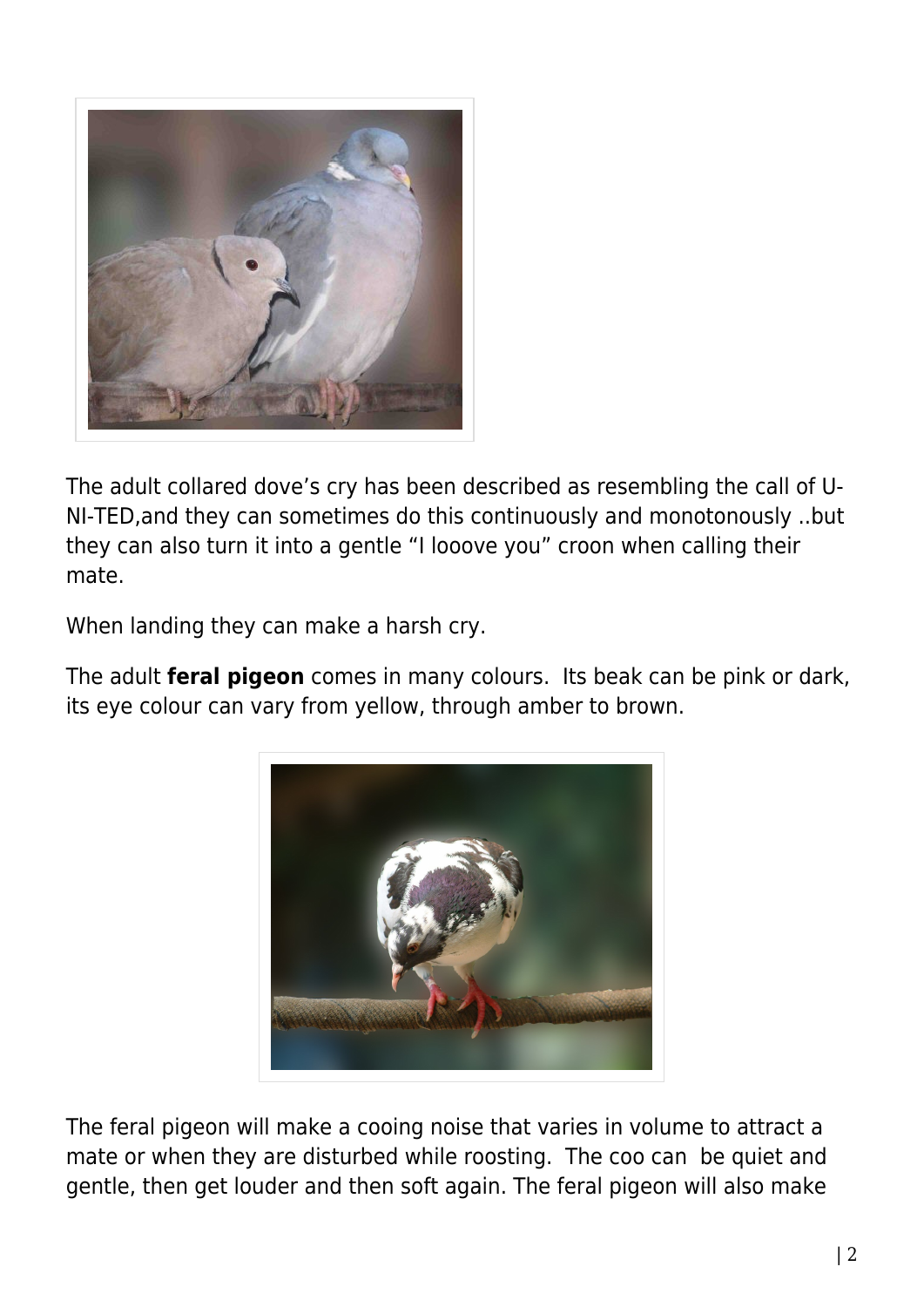The adult collared dove's cry has been described as resembling the call of U-NI-TED,and they can sometimes do this continuously and monotonously ..but they can also turn it into a gentle "I looove you" croon when calling their mate.

When landing they can make a harsh cry.

The adult **feral pigeon** comes in many colours.  Its beak can be pink or dark, its eye colour can vary from yellow, through amber to brown.

The feral pigeon will make a cooing noise that varies in volume to attract a mate or when they are disturbed while roosting.  The coo can  be quiet and gentle, then get louder and then soft again. The feral pigeon will also make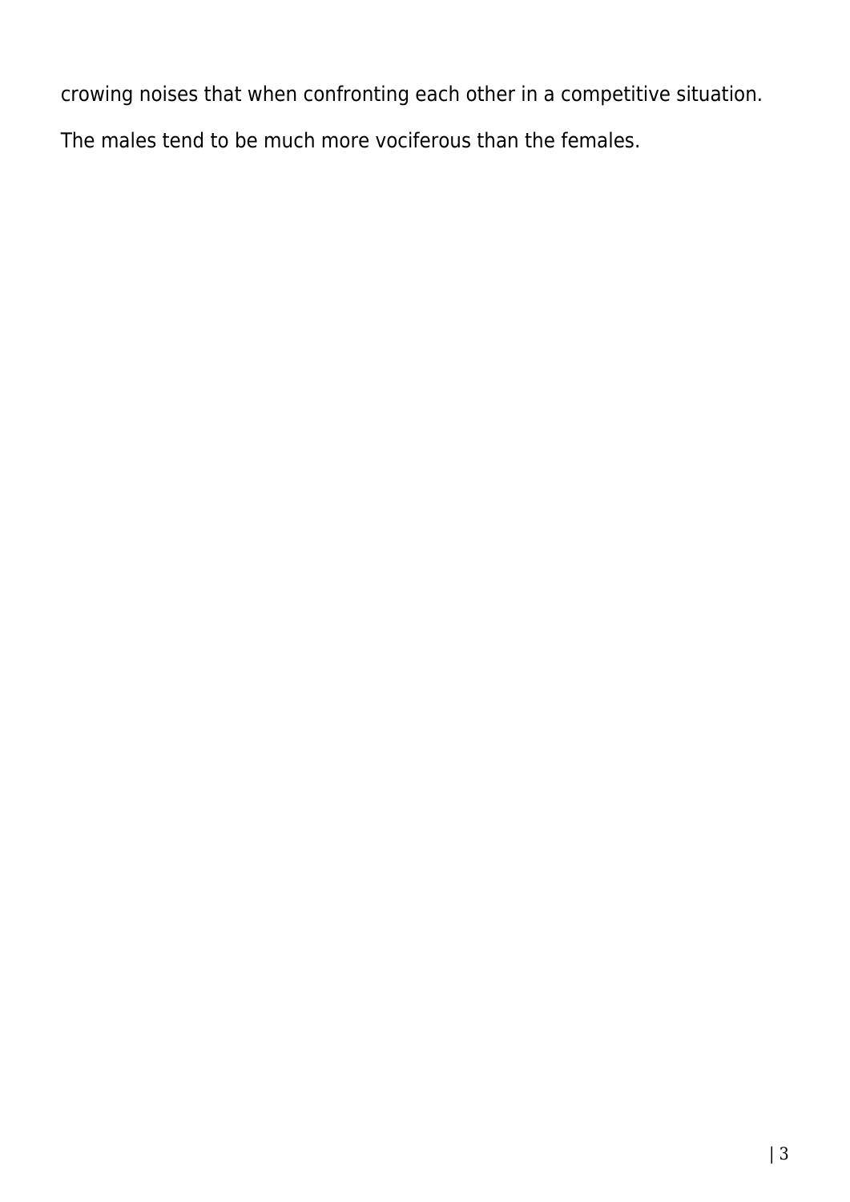crowing noises that when confronting each other in a competitive situation.

The males tend to be much more vociferous than the females.